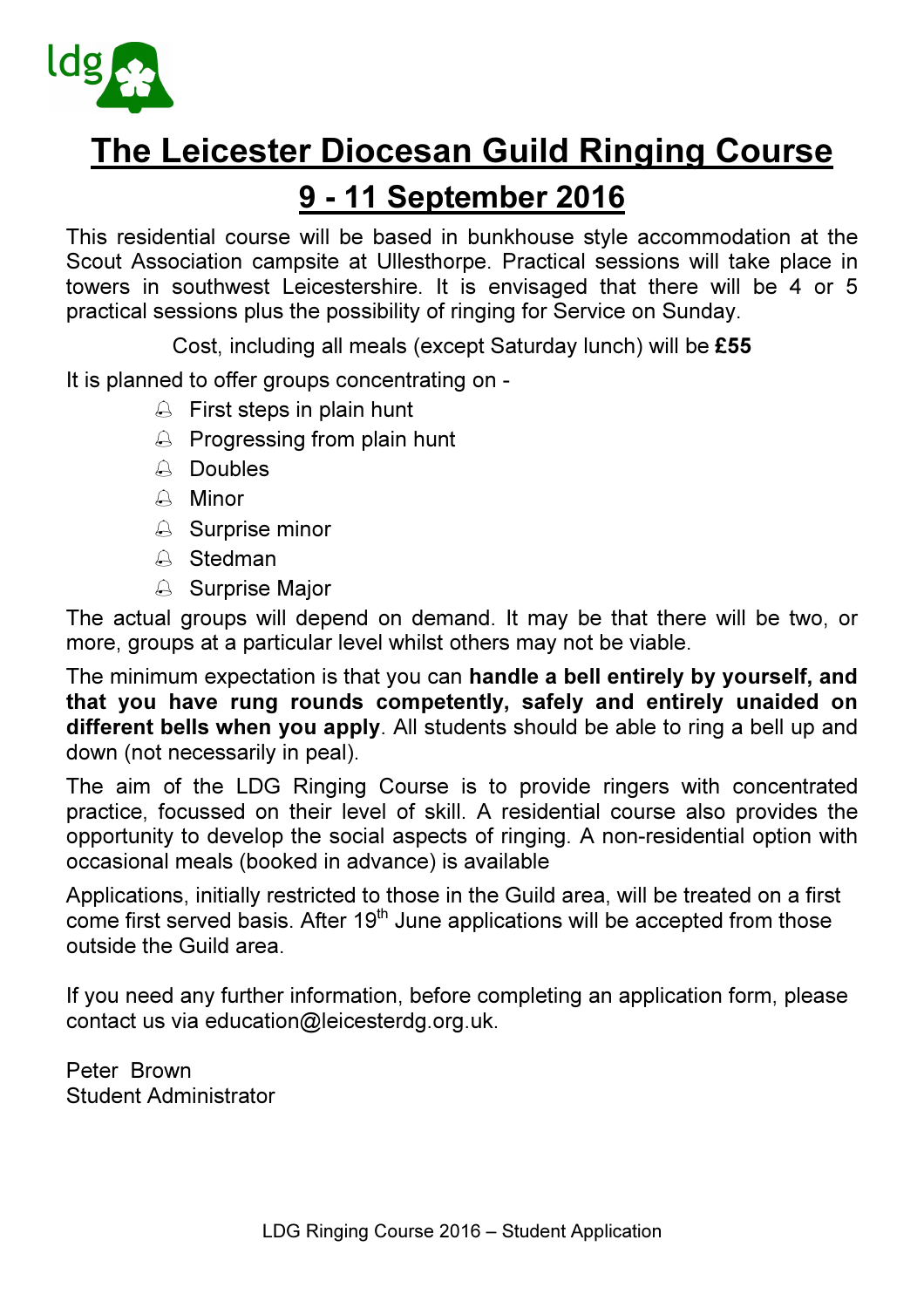ldg

# The Leicester Diocesan Guild Ringing Course

## 9 - 11 September 2016

This residential course will be based in bunkhouse style accommodation at the Scout Association campsite at Ullesthorpe. Practical sessions will take place in towers in southwest Leicestershire. It is envisaged that there will be 4 or 5 practical sessions plus the possibility of ringing for Service on Sunday.

Cost, including all meals (except Saturday lunch) will be **£55**

It is planned to offer groups concentrating on -

- First steps in plain hunt
- Progressing from plain hunt
- Doubles
- Minor
- Surprise minor
- Stedman
- Surprise Major

The actual groups will depend on demand. It may be that there will be two, or more, groups at a particular level whilst others may not be viable.

The minimum expectation is that you can **handle a bell entirely by yourself, and that you have rung rounds competently, safely and entirely unaided on different bells when you apply**. All students should be able to ring a bell up and down (not necessarily in peal).

The aim of the LDG Ringing Course is to provide ringers with concentrated practice, focussed on their level of skill. A residential course also provides the opportunity to develop the social aspects of ringing. A non-residential option with occasional meals (booked in advance) is available

Applications, initially restricted to those in the Guild area, will be treated on a first come first served basis. After 19th June applications will be accepted from those outside the Guild area.

If you need any further information, before completing an application form, please contact us via education@leicesterdg.org.uk.

Peter Brown
Student Administrator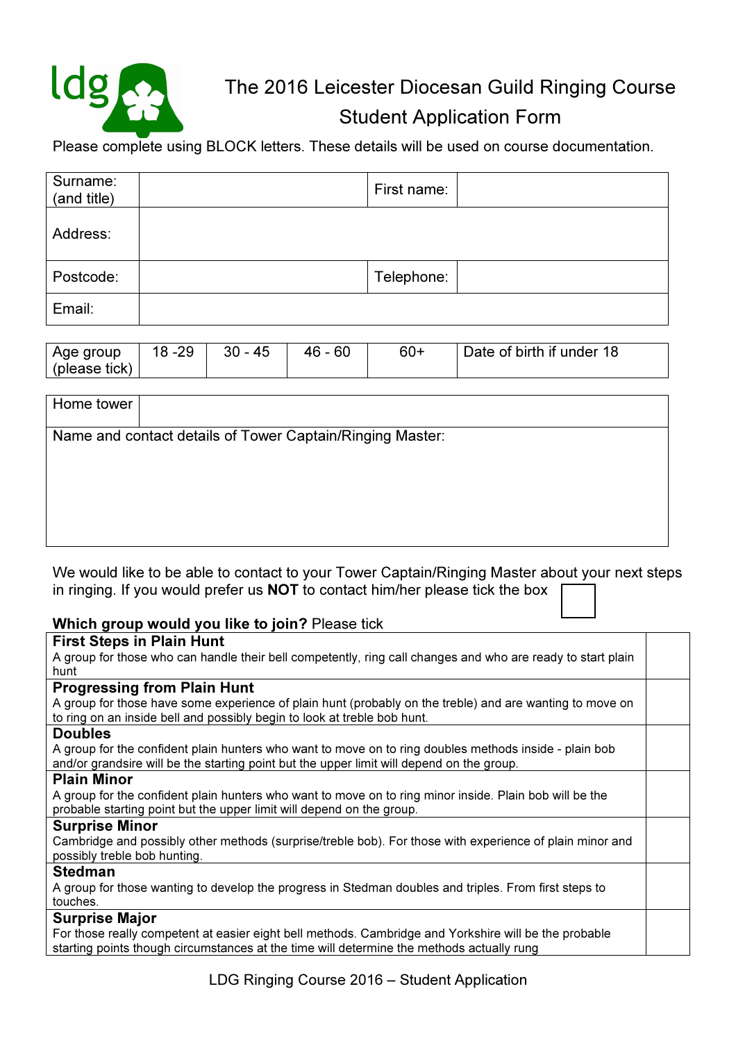# The 2016 Leicester Diocesan Guild Ringing Course
## Student Application Form

Please complete using BLOCK letters. These details will be used on course documentation.

| Surname: (and title) | | First name: | |
|---|---|---|---|
| Address: | | | |
| Postcode: | | Telephone: | |
| Email: | | | |

| Age group (please tick) | 18 -29 | 30 - 45 | 46 - 60 | 60+ | Date of birth if under 18 |
|---|---|---|---|---|---|
| | | | | | |

| Home tower | |
|---|---|
| Name and contact details of Tower Captain/Ringing Master: | |

We would like to be able to contact to your Tower Captain/Ringing Master about your next steps in ringing. If you would prefer us **NOT** to contact him/her please tick the box ☐

**Which group would you like to join?** Please tick

| Group | Tick |
|---|---|
| **First Steps in Plain Hunt**<br>A group for those who can handle their bell competently, ring call changes and who are ready to start plain hunt | |
| **Progressing from Plain Hunt**<br>A group for those have some experience of plain hunt (probably on the treble) and are wanting to move on to ring on an inside bell and possibly begin to look at treble bob hunt. | |
| **Doubles**<br>A group for the confident plain hunters who want to move on to ring doubles methods inside - plain bob and/or grandsire will be the starting point but the upper limit will depend on the group. | |
| **Plain Minor**<br>A group for the confident plain hunters who want to move on to ring minor inside. Plain bob will be the probable starting point but the upper limit will depend on the group. | |
| **Surprise Minor**<br>Cambridge and possibly other methods (surprise/treble bob). For those with experience of plain minor and possibly treble bob hunting. | |
| **Stedman**<br>A group for those wanting to develop the progress in Stedman doubles and triples. From first steps to touches. | |
| **Surprise Major**<br>For those really competent at easier eight bell methods. Cambridge and Yorkshire will be the probable starting points though circumstances at the time will determine the methods actually rung | |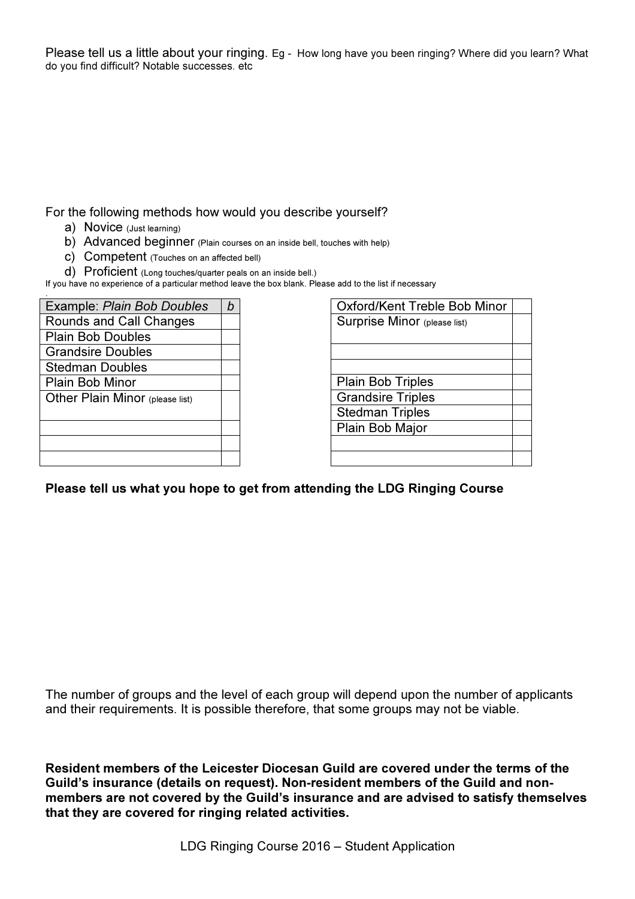Please tell us a little about your ringing. Eg - How long have you been ringing? Where did you learn? What do you find difficult? Notable successes. etc

For the following methods how would you describe yourself?

a) Novice (Just learning)
b) Advanced beginner (Plain courses on an inside bell, touches with help)
c) Competent (Touches on an affected bell)
d) Proficient (Long touches/quarter peals on an inside bell.)

If you have no experience of a particular method leave the box blank. Please add to the list if necessary

| Example: *Plain Bob Doubles* | *b* |
|---|---|
| Rounds and Call Changes | |
| Plain Bob Doubles | |
| Grandsire Doubles | |
| Stedman Doubles | |
| Plain Bob Minor | |
| Other Plain Minor (please list) | |
| | |
| | |
| | |

| Oxford/Kent Treble Bob Minor | |
|---|---|
| Surprise Minor (please list) | |
| | |
| | |
| Plain Bob Triples | |
| Grandsire Triples | |
| Stedman Triples | |
| Plain Bob Major | |
| | |
| | |

**Please tell us what you hope to get from attending the LDG Ringing Course**

The number of groups and the level of each group will depend upon the number of applicants and their requirements. It is possible therefore, that some groups may not be viable.

**Resident members of the Leicester Diocesan Guild are covered under the terms of the Guild's insurance (details on request). Non-resident members of the Guild and non-members are not covered by the Guild's insurance and are advised to satisfy themselves that they are covered for ringing related activities.**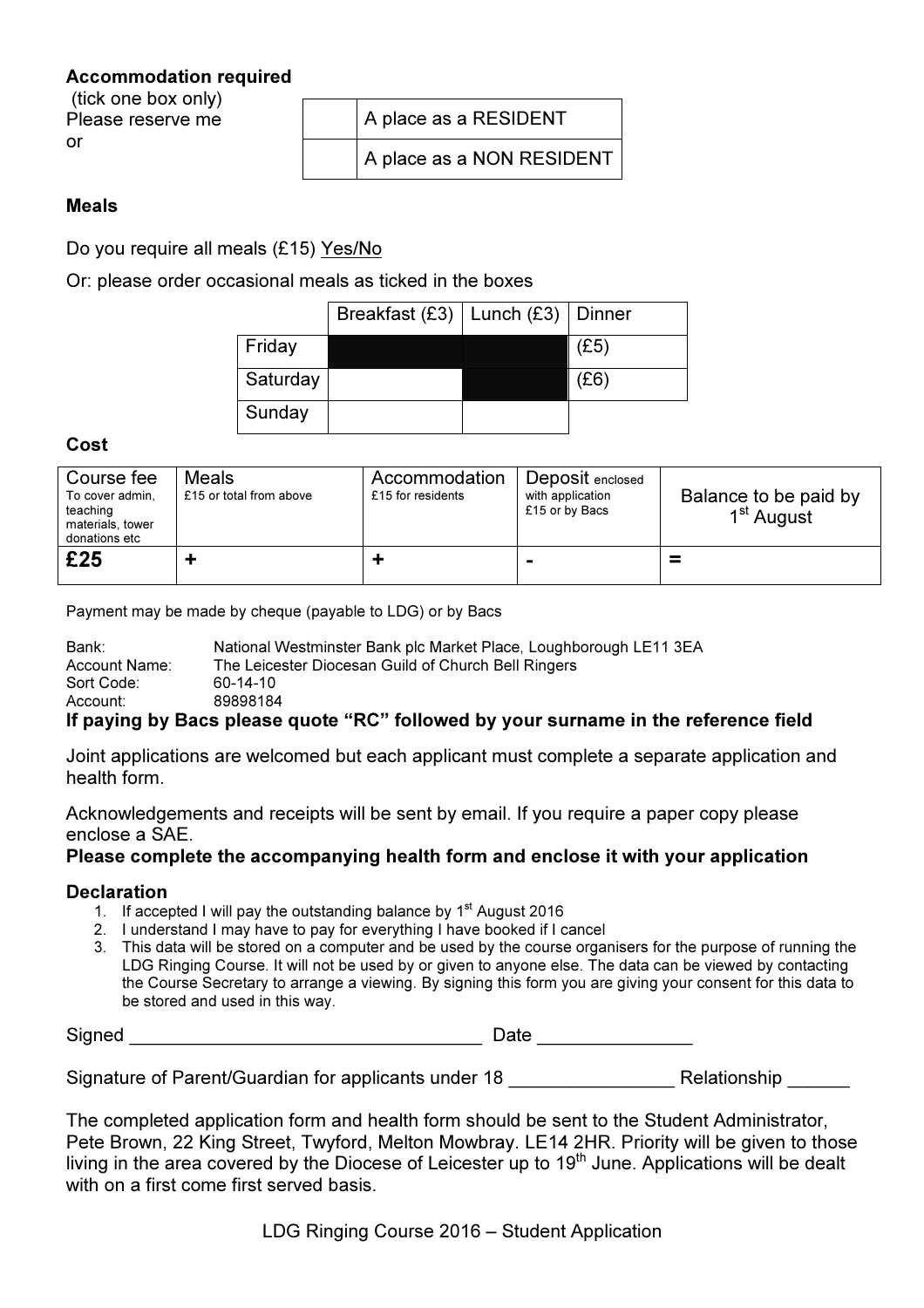**Accommodation required**
(tick one box only)
Please reserve me
or

| | |
|---|---|
| | A place as a RESIDENT |
| | A place as a NON RESIDENT |

**Meals**

Do you require all meals (£15) Yes/No

Or: please order occasional meals as ticked in the boxes

| | Breakfast (£3) | Lunch (£3) | Dinner |
|---|---|---|---|
| Friday | | | (£5) |
| Saturday | | | (£6) |
| Sunday | | | |

**Cost**

| Course fee<br>To cover admin, teaching materials, tower donations etc | Meals<br>£15 or total from above | Accommodation<br>£15 for residents | Deposit enclosed with application £15 or by Bacs | Balance to be paid by 1st August |
|---|---|---|---|---|
| **£25** | **+** | **+** | **-** | **=** |

Payment may be made by cheque (payable to LDG) or by Bacs

Bank: National Westminster Bank plc Market Place, Loughborough LE11 3EA
Account Name: The Leicester Diocesan Guild of Church Bell Ringers
Sort Code: 60-14-10
Account: 89898184

**If paying by Bacs please quote "RC" followed by your surname in the reference field**

Joint applications are welcomed but each applicant must complete a separate application and health form.

Acknowledgements and receipts will be sent by email. If you require a paper copy please enclose a SAE.

**Please complete the accompanying health form and enclose it with your application**

**Declaration**

1. If accepted I will pay the outstanding balance by 1st August 2016
2. I understand I may have to pay for everything I have booked if I cancel
3. This data will be stored on a computer and be used by the course organisers for the purpose of running the LDG Ringing Course. It will not be used by or given to anyone else. The data can be viewed by contacting the Course Secretary to arrange a viewing. By signing this form you are giving your consent for this data to be stored and used in this way.

Signed ___________________________________ Date _______________

Signature of Parent/Guardian for applicants under 18 ________________ Relationship ______

The completed application form and health form should be sent to the Student Administrator, Pete Brown, 22 King Street, Twyford, Melton Mowbray. LE14 2HR. Priority will be given to those living in the area covered by the Diocese of Leicester up to 19th June. Applications will be dealt with on a first come first served basis.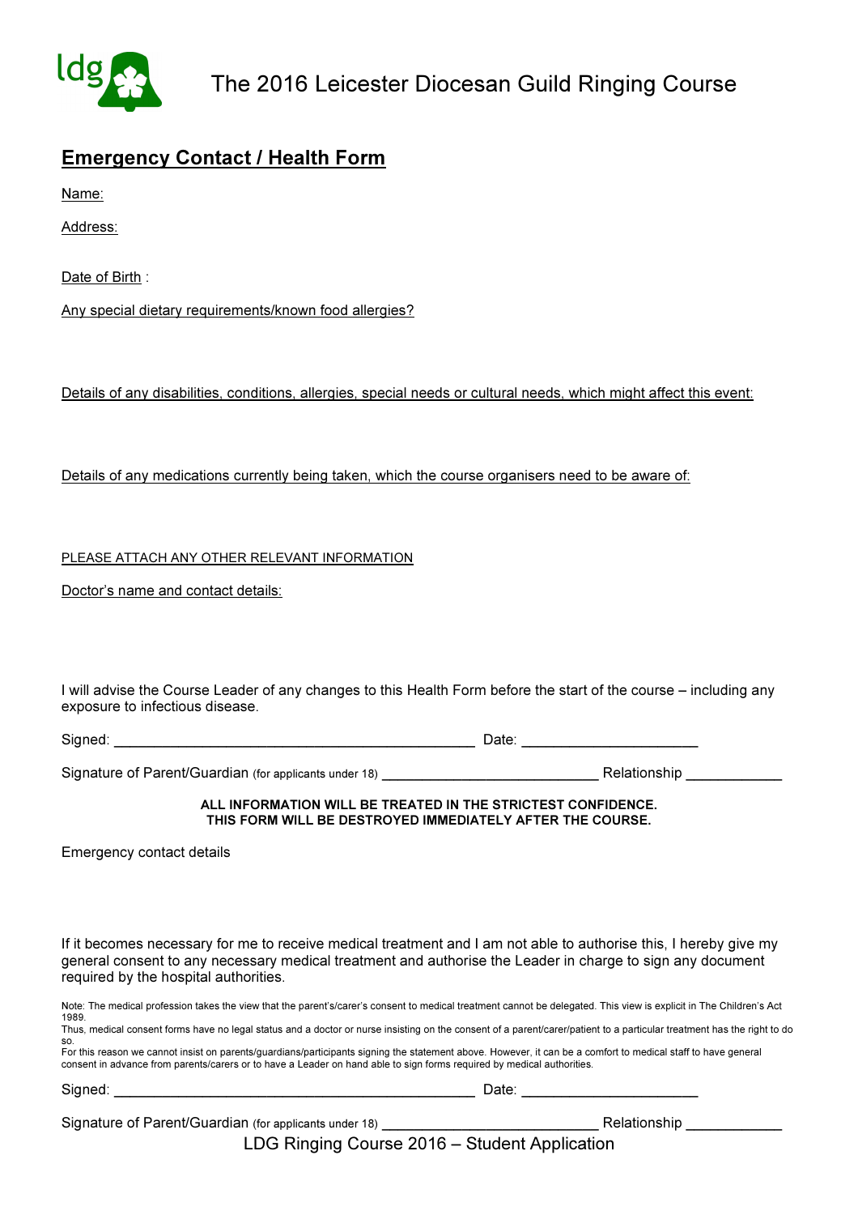# The 2016 Leicester Diocesan Guild Ringing Course

## Emergency Contact / Health Form

Name:

Address:

Date of Birth :

Any special dietary requirements/known food allergies?

Details of any disabilities, conditions, allergies, special needs or cultural needs, which might affect this event:

Details of any medications currently being taken, which the course organisers need to be aware of:

PLEASE ATTACH ANY OTHER RELEVANT INFORMATION

Doctor's name and contact details:

I will advise the Course Leader of any changes to this Health Form before the start of the course – including any exposure to infectious disease.

Signed: ____________________________________________ Date: _____________________

Signature of Parent/Guardian (for applicants under 18) __________________________ Relationship ___________

**ALL INFORMATION WILL BE TREATED IN THE STRICTEST CONFIDENCE.**
**THIS FORM WILL BE DESTROYED IMMEDIATELY AFTER THE COURSE.**

Emergency contact details

If it becomes necessary for me to receive medical treatment and I am not able to authorise this, I hereby give my general consent to any necessary medical treatment and authorise the Leader in charge to sign any document required by the hospital authorities.

Note: The medical profession takes the view that the parent's/carer's consent to medical treatment cannot be delegated. This view is explicit in The Children's Act 1989.
Thus, medical consent forms have no legal status and a doctor or nurse insisting on the consent of a parent/carer/patient to a particular treatment has the right to do so.
For this reason we cannot insist on parents/guardians/participants signing the statement above. However, it can be a comfort to medical staff to have general consent in advance from parents/carers or to have a Leader on hand able to sign forms required by medical authorities.

Signed: ____________________________________________ Date: _____________________

Signature of Parent/Guardian (for applicants under 18) __________________________ Relationship ___________

LDG Ringing Course 2016 – Student Application